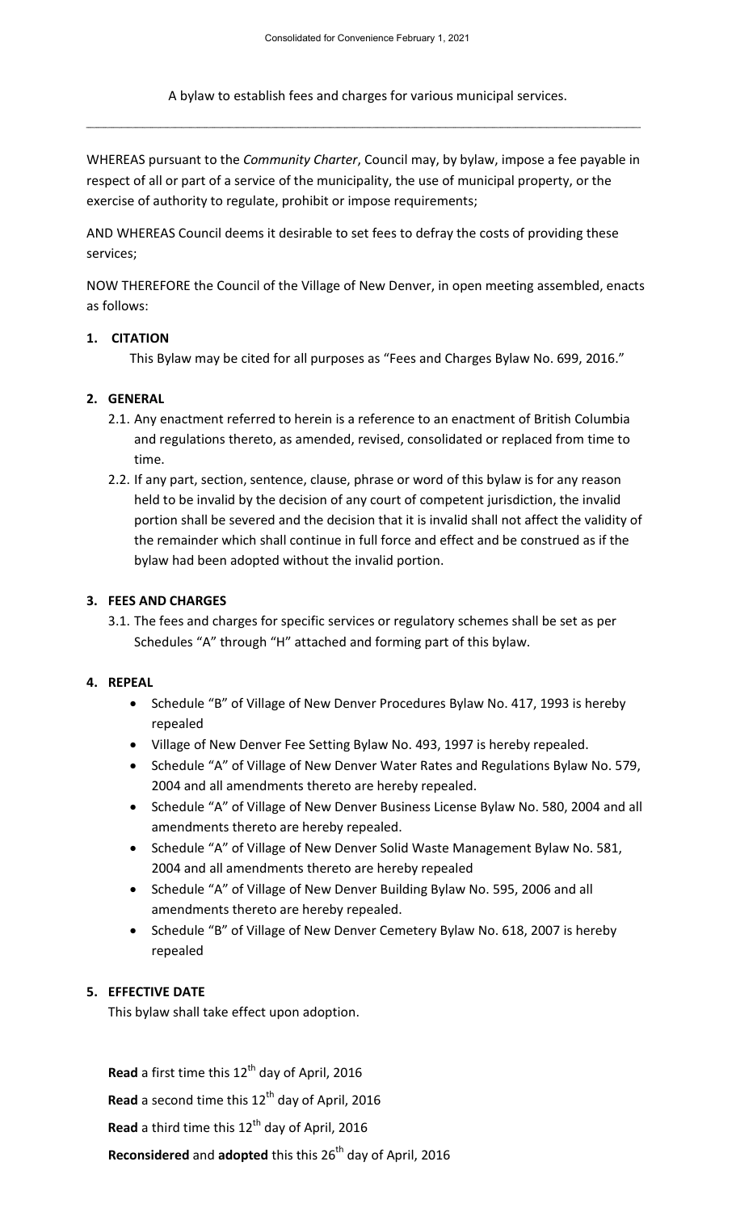A bylaw to establish fees and charges for various municipal services.

---

WHEREAS pursuant to the *Community Charter*, Council may, by bylaw, impose a fee payable in respect of all or part of a service of the municipality, the use of municipal property, or the exercise of authority to regulate, prohibit or impose requirements;

AND WHEREAS Council deems it desirable to set fees to defray the costs of providing these services;

NOW THEREFORE the Council of the Village of New Denver, in open meeting assembled, enacts as follows:

## 1. CITATION

This Bylaw may be cited for all purposes as "Fees and Charges Bylaw No. 699, 2016."

## 2. GENERAL

2.1. Any enactment referred to herein is a reference to an enactment of British Columbia and regulations thereto, as amended, revised, consolidated or replaced from time to time.

2.2. If any part, section, sentence, clause, phrase or word of this bylaw is for any reason held to be invalid by the decision of any court of competent jurisdiction, the invalid portion shall be severed and the decision that it is invalid shall not affect the validity of the remainder which shall continue in full force and effect and be construed as if the bylaw had been adopted without the invalid portion.

## 3. FEES AND CHARGES

3.1. The fees and charges for specific services or regulatory schemes shall be set as per Schedules "A" through "H" attached and forming part of this bylaw.

## 4. REPEAL

- Schedule "B" of Village of New Denver Procedures Bylaw No. 417, 1993 is hereby repealed
- Village of New Denver Fee Setting Bylaw No. 493, 1997 is hereby repealed.
- Schedule "A" of Village of New Denver Water Rates and Regulations Bylaw No. 579, 2004 and all amendments thereto are hereby repealed.
- Schedule "A" of Village of New Denver Business License Bylaw No. 580, 2004 and all amendments thereto are hereby repealed.
- Schedule "A" of Village of New Denver Solid Waste Management Bylaw No. 581, 2004 and all amendments thereto are hereby repealed
- Schedule "A" of Village of New Denver Building Bylaw No. 595, 2006 and all amendments thereto are hereby repealed.
- Schedule "B" of Village of New Denver Cemetery Bylaw No. 618, 2007 is hereby repealed

## 5. EFFECTIVE DATE

This bylaw shall take effect upon adoption.

**Read** a first time this 12th day of April, 2016

**Read** a second time this 12th day of April, 2016

**Read** a third time this 12th day of April, 2016

**Reconsidered** and **adopted** this this 26th day of April, 2016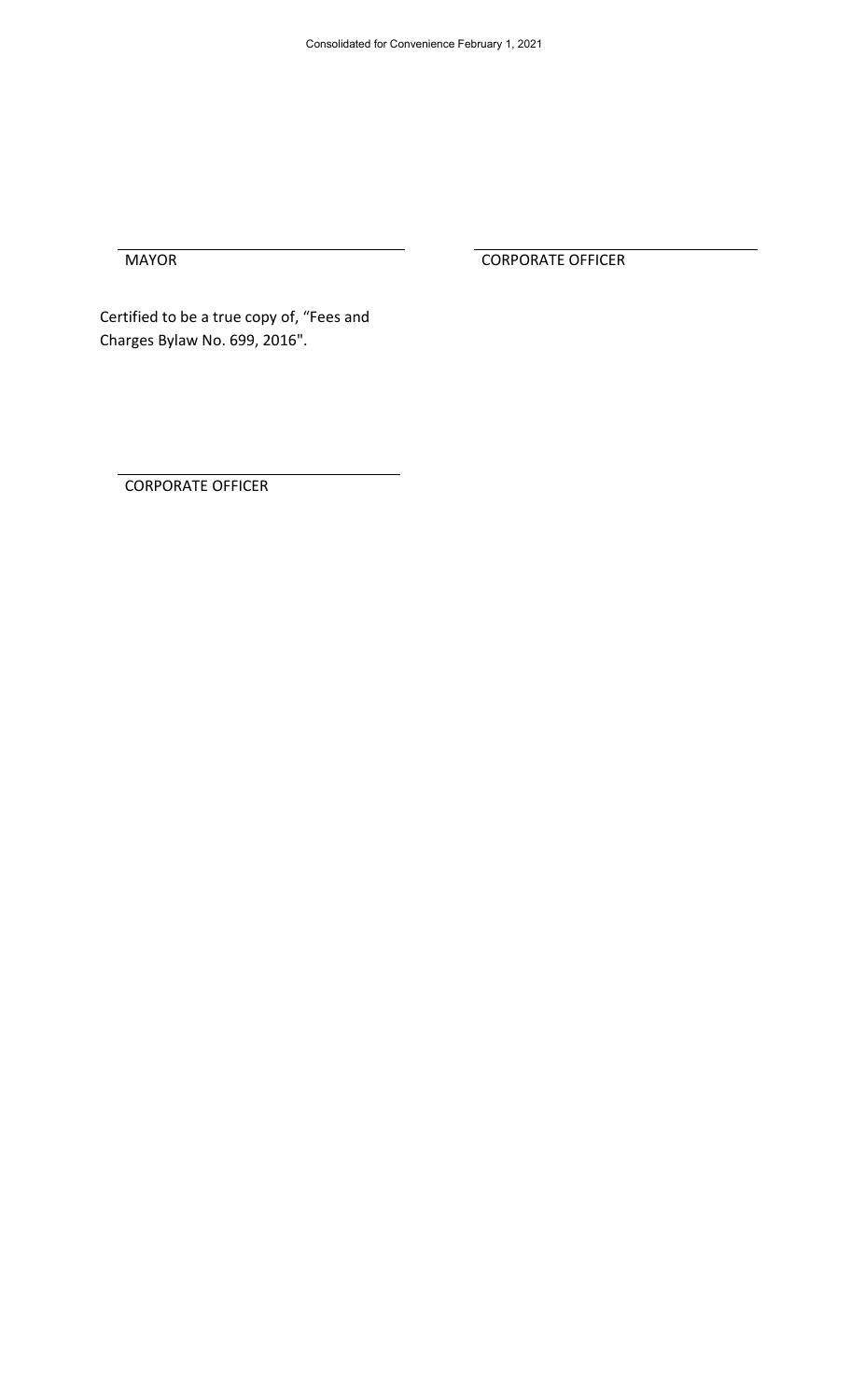\_\_\_\_\_\_\_\_\_\_\_\_\_\_\_\_\_\_\_\_\_\_\_\_\_\_\_\_\_\_ \_\_\_\_\_\_\_\_\_\_\_\_\_\_\_\_\_\_\_\_\_\_\_\_\_\_\_\_\_\_

MAYOR CORPORATE OFFICER

Certified to be a true copy of, "Fees and Charges Bylaw No. 699, 2016".

\_\_\_\_\_\_\_\_\_\_\_\_\_\_\_\_\_\_\_\_\_\_\_\_\_\_\_\_\_\_

CORPORATE OFFICER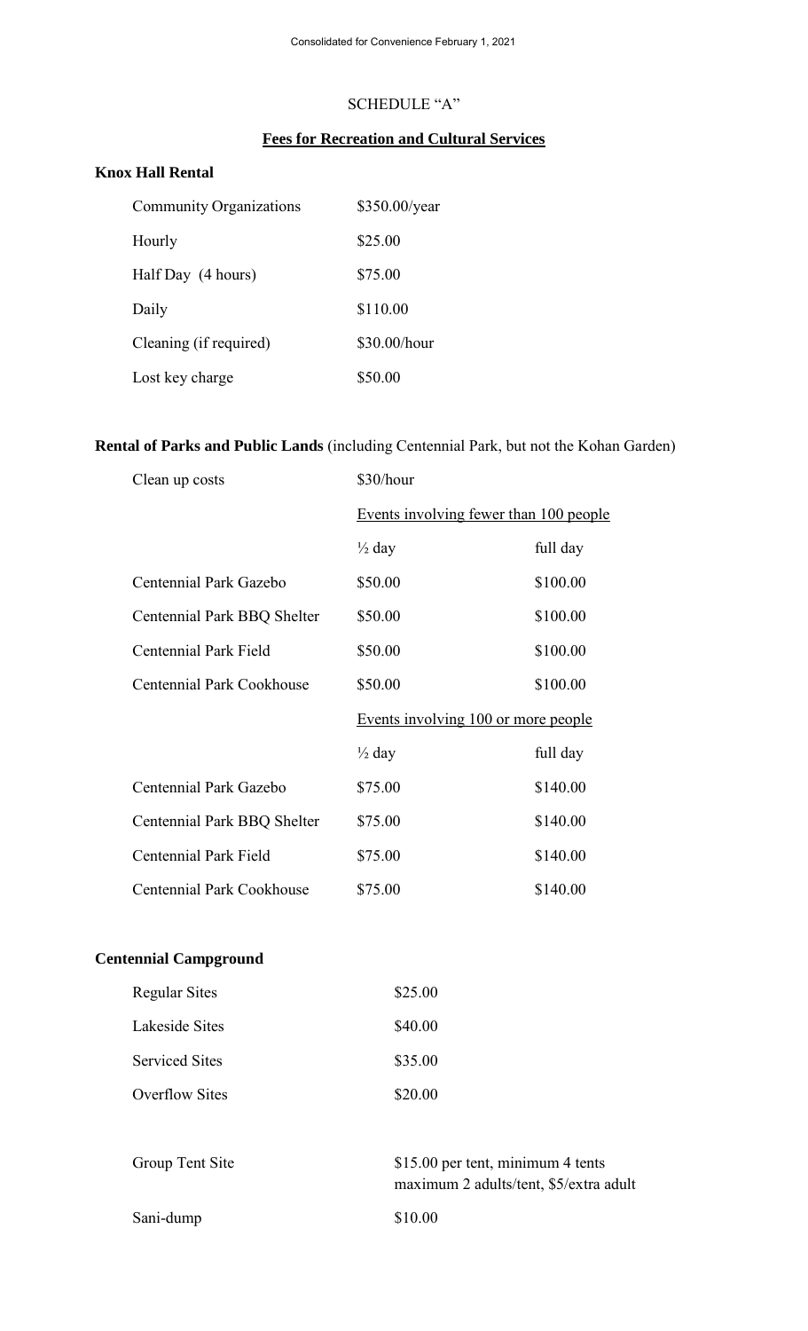## SCHEDULE "A"

## Fees for Recreation and Cultural Services

### Knox Hall Rental

| | |
|---|---|
| Community Organizations | $350.00/year |
| Hourly | $25.00 |
| Half Day (4 hours) | $75.00 |
| Daily | $110.00 |
| Cleaning (if required) | $30.00/hour |
| Lost key charge | $50.00 |

### Rental of Parks and Public Lands (including Centennial Park, but not the Kohan Garden)

| | | |
|---|---|---|
| Clean up costs | $30/hour | |
| | Events involving fewer than 100 people | |
| | ½ day | full day |
| Centennial Park Gazebo | $50.00 | $100.00 |
| Centennial Park BBQ Shelter | $50.00 | $100.00 |
| Centennial Park Field | $50.00 | $100.00 |
| Centennial Park Cookhouse | $50.00 | $100.00 |
| | Events involving 100 or more people | |
| | ½ day | full day |
| Centennial Park Gazebo | $75.00 | $140.00 |
| Centennial Park BBQ Shelter | $75.00 | $140.00 |
| Centennial Park Field | $75.00 | $140.00 |
| Centennial Park Cookhouse | $75.00 | $140.00 |

### Centennial Campground

| | |
|---|---|
| Regular Sites | $25.00 |
| Lakeside Sites | $40.00 |
| Serviced Sites | $35.00 |
| Overflow Sites | $20.00 |
| Group Tent Site | $15.00 per tent, minimum 4 tents maximum 2 adults/tent, $5/extra adult |
| Sani-dump | $10.00 |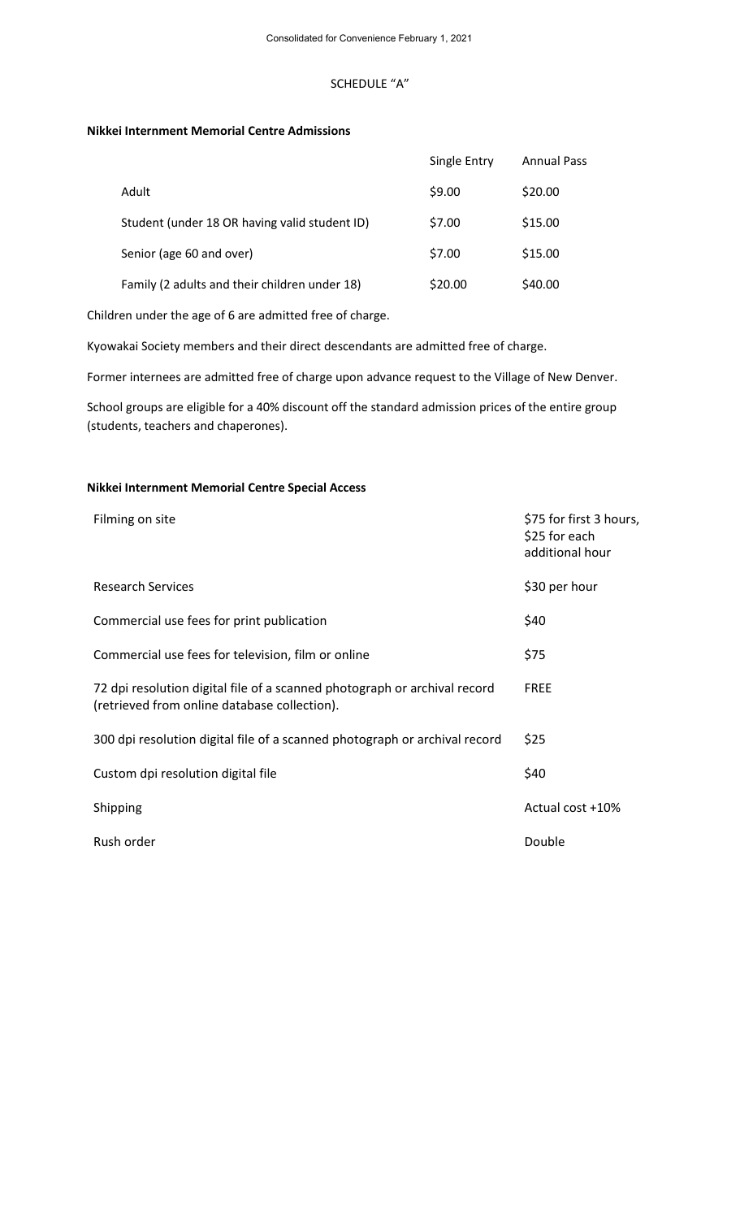SCHEDULE "A"

**Nikkei Internment Memorial Centre Admissions**

| | Single Entry | Annual Pass |
|---|---|---|
| Adult | $9.00 | $20.00 |
| Student (under 18 OR having valid student ID) | $7.00 | $15.00 |
| Senior (age 60 and over) | $7.00 | $15.00 |
| Family (2 adults and their children under 18) | $20.00 | $40.00 |

Children under the age of 6 are admitted free of charge.

Kyowakai Society members and their direct descendants are admitted free of charge.

Former internees are admitted free of charge upon advance request to the Village of New Denver.

School groups are eligible for a 40% discount off the standard admission prices of the entire group (students, teachers and chaperones).

**Nikkei Internment Memorial Centre Special Access**

| | |
|---|---|
| Filming on site | $75 for first 3 hours, $25 for each additional hour |
| Research Services | $30 per hour |
| Commercial use fees for print publication | $40 |
| Commercial use fees for television, film or online | $75 |
| 72 dpi resolution digital file of a scanned photograph or archival record (retrieved from online database collection). | FREE |
| 300 dpi resolution digital file of a scanned photograph or archival record | $25 |
| Custom dpi resolution digital file | $40 |
| Shipping | Actual cost +10% |
| Rush order | Double |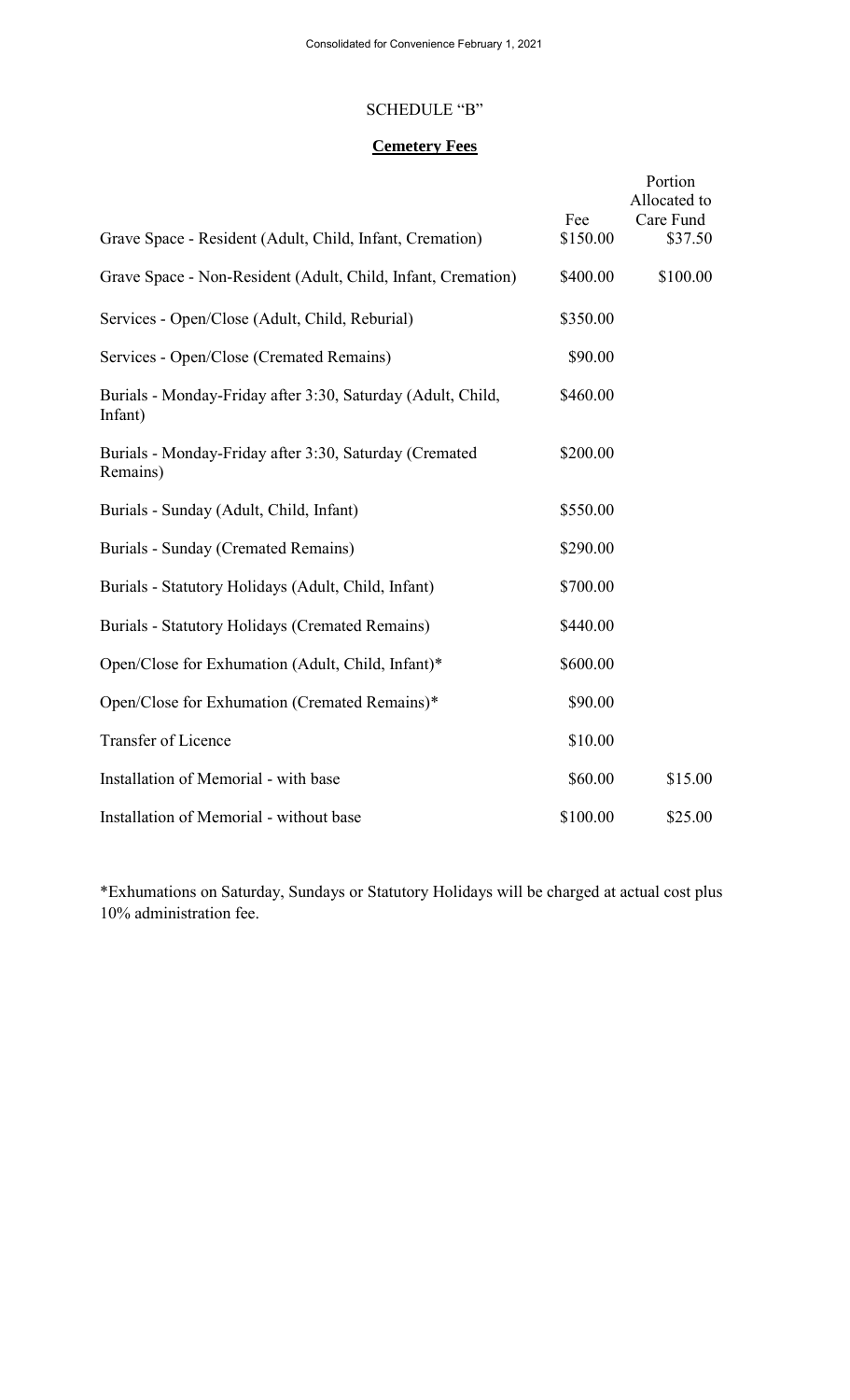## SCHEDULE "B"

### Cemetery Fees

| | Fee | Portion Allocated to Care Fund |
|---|---|---|
| Grave Space - Resident (Adult, Child, Infant, Cremation) | $150.00 | $37.50 |
| Grave Space - Non-Resident (Adult, Child, Infant, Cremation) | $400.00 | $100.00 |
| Services - Open/Close (Adult, Child, Reburial) | $350.00 | |
| Services - Open/Close (Cremated Remains) | $90.00 | |
| Burials - Monday-Friday after 3:30, Saturday (Adult, Child, Infant) | $460.00 | |
| Burials - Monday-Friday after 3:30, Saturday (Cremated Remains) | $200.00 | |
| Burials - Sunday (Adult, Child, Infant) | $550.00 | |
| Burials - Sunday (Cremated Remains) | $290.00 | |
| Burials - Statutory Holidays (Adult, Child, Infant) | $700.00 | |
| Burials - Statutory Holidays (Cremated Remains) | $440.00 | |
| Open/Close for Exhumation (Adult, Child, Infant)* | $600.00 | |
| Open/Close for Exhumation (Cremated Remains)* | $90.00 | |
| Transfer of Licence | $10.00 | |
| Installation of Memorial - with base | $60.00 | $15.00 |
| Installation of Memorial - without base | $100.00 | $25.00 |

*Exhumations on Saturday, Sundays or Statutory Holidays will be charged at actual cost plus 10% administration fee.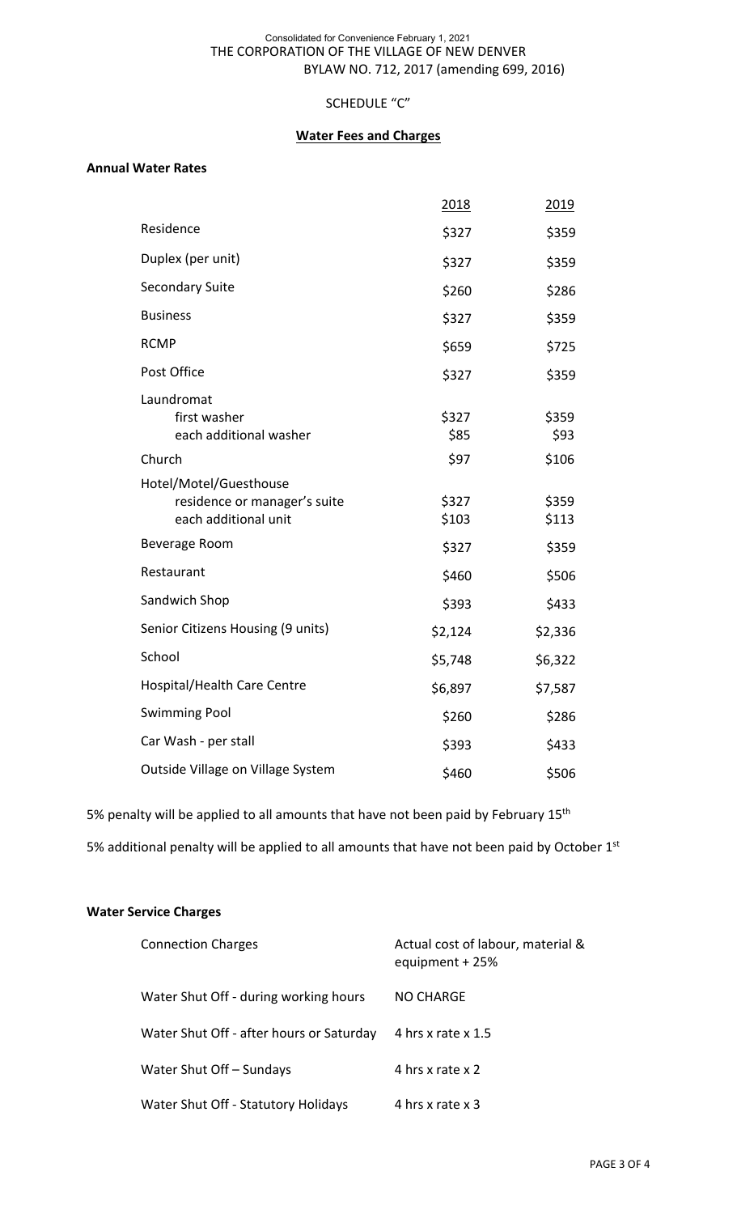Consolidated for Convenience February 1, 2021

THE CORPORATION OF THE VILLAGE OF NEW DENVER

BYLAW NO. 712, 2017 (amending 699, 2016)

SCHEDULE "C"

## Water Fees and Charges

### Annual Water Rates

| | 2018 | 2019 |
|---|---|---|
| Residence | $327 | $359 |
| Duplex (per unit) | $327 | $359 |
| Secondary Suite | $260 | $286 |
| Business | $327 | $359 |
| RCMP | $659 | $725 |
| Post Office | $327 | $359 |
| Laundromat | | |
| first washer | $327 | $359 |
| each additional washer | $85 | $93 |
| Church | $97 | $106 |
| Hotel/Motel/Guesthouse | | |
| residence or manager's suite | $327 | $359 |
| each additional unit | $103 | $113 |
| Beverage Room | $327 | $359 |
| Restaurant | $460 | $506 |
| Sandwich Shop | $393 | $433 |
| Senior Citizens Housing (9 units) | $2,124 | $2,336 |
| School | $5,748 | $6,322 |
| Hospital/Health Care Centre | $6,897 | $7,587 |
| Swimming Pool | $260 | $286 |
| Car Wash - per stall | $393 | $433 |
| Outside Village on Village System | $460 | $506 |

5% penalty will be applied to all amounts that have not been paid by February 15th

5% additional penalty will be applied to all amounts that have not been paid by October 1st

### Water Service Charges

| | |
|---|---|
| Connection Charges | Actual cost of labour, material & equipment + 25% |
| Water Shut Off - during working hours | NO CHARGE |
| Water Shut Off - after hours or Saturday | 4 hrs x rate x 1.5 |
| Water Shut Off – Sundays | 4 hrs x rate x 2 |
| Water Shut Off - Statutory Holidays | 4 hrs x rate x 3 |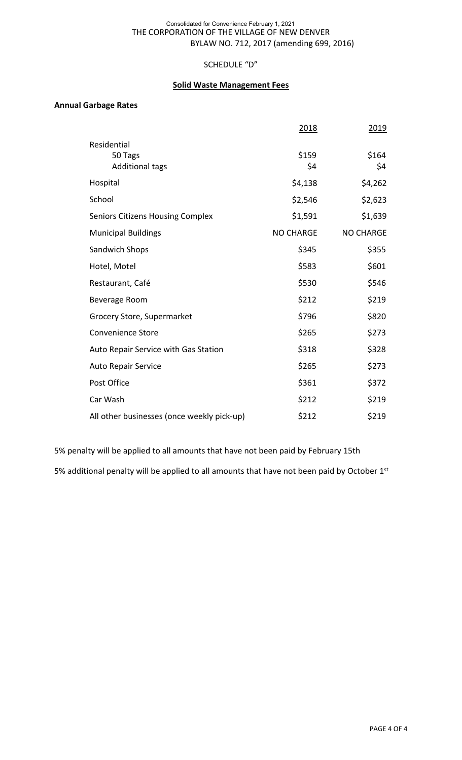Consolidated for Convenience February 1, 2021
THE CORPORATION OF THE VILLAGE OF NEW DENVER
BYLAW NO. 712, 2017 (amending 699, 2016)

SCHEDULE "D"

## Solid Waste Management Fees

### Annual Garbage Rates

| | 2018 | 2019 |
|---|---|---|
| Residential | | |
| 50 Tags | $159 | $164 |
| Additional tags | $4 | $4 |
| Hospital | $4,138 | $4,262 |
| School | $2,546 | $2,623 |
| Seniors Citizens Housing Complex | $1,591 | $1,639 |
| Municipal Buildings | NO CHARGE | NO CHARGE |
| Sandwich Shops | $345 | $355 |
| Hotel, Motel | $583 | $601 |
| Restaurant, Café | $530 | $546 |
| Beverage Room | $212 | $219 |
| Grocery Store, Supermarket | $796 | $820 |
| Convenience Store | $265 | $273 |
| Auto Repair Service with Gas Station | $318 | $328 |
| Auto Repair Service | $265 | $273 |
| Post Office | $361 | $372 |
| Car Wash | $212 | $219 |
| All other businesses (once weekly pick-up) | $212 | $219 |

5% penalty will be applied to all amounts that have not been paid by February 15th

5% additional penalty will be applied to all amounts that have not been paid by October 1st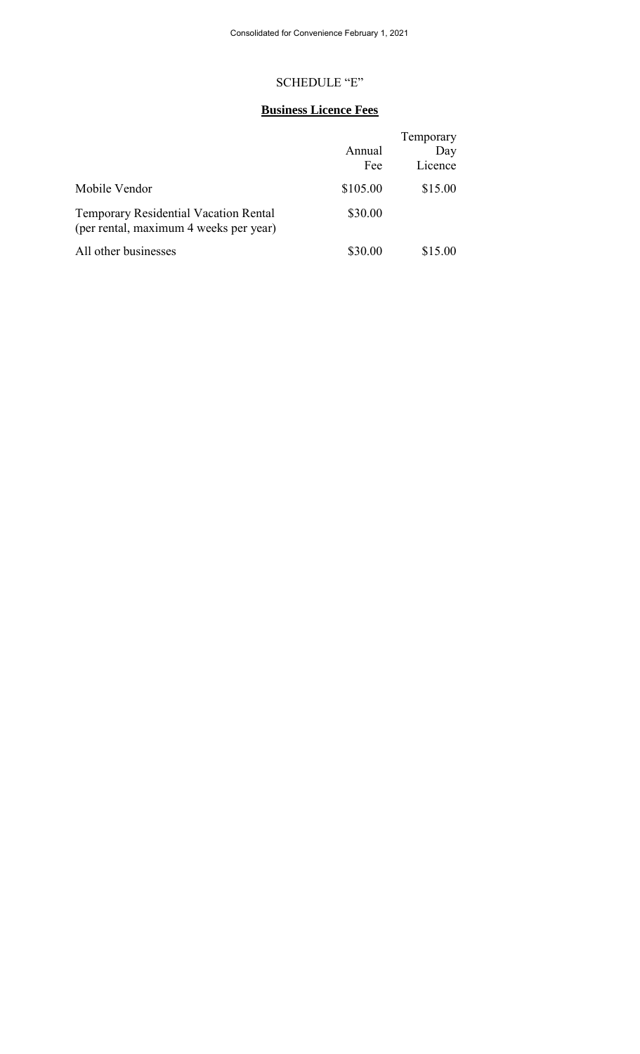# SCHEDULE "E"

## **Business Licence Fees**

| | Annual Fee | Temporary Day Licence |
|---|---|---|
| Mobile Vendor | \$105.00 | \$15.00 |
| Temporary Residential Vacation Rental (per rental, maximum 4 weeks per year) | \$30.00 | |
| All other businesses | \$30.00 | \$15.00 |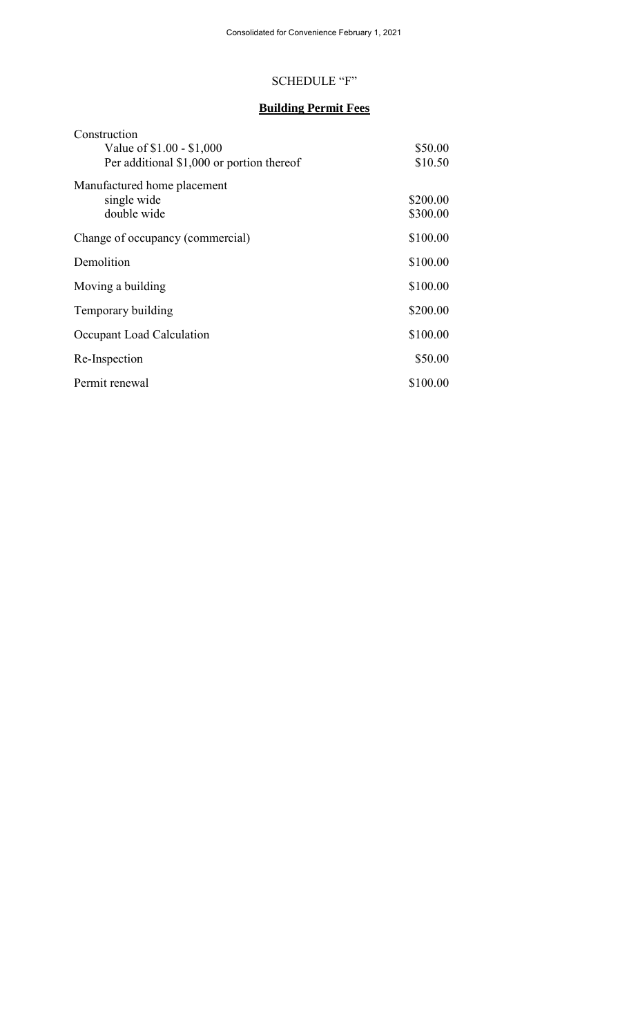# SCHEDULE "F"

## **Building Permit Fees**

| | |
|---|---|
| Construction | |
| Value of $1.00 - $1,000 | $50.00 |
| Per additional $1,000 or portion thereof | $10.50 |
| Manufactured home placement | |
| single wide | $200.00 |
| double wide | $300.00 |
| Change of occupancy (commercial) | $100.00 |
| Demolition | $100.00 |
| Moving a building | $100.00 |
| Temporary building | $200.00 |
| Occupant Load Calculation | $100.00 |
| Re-Inspection | $50.00 |
| Permit renewal | $100.00 |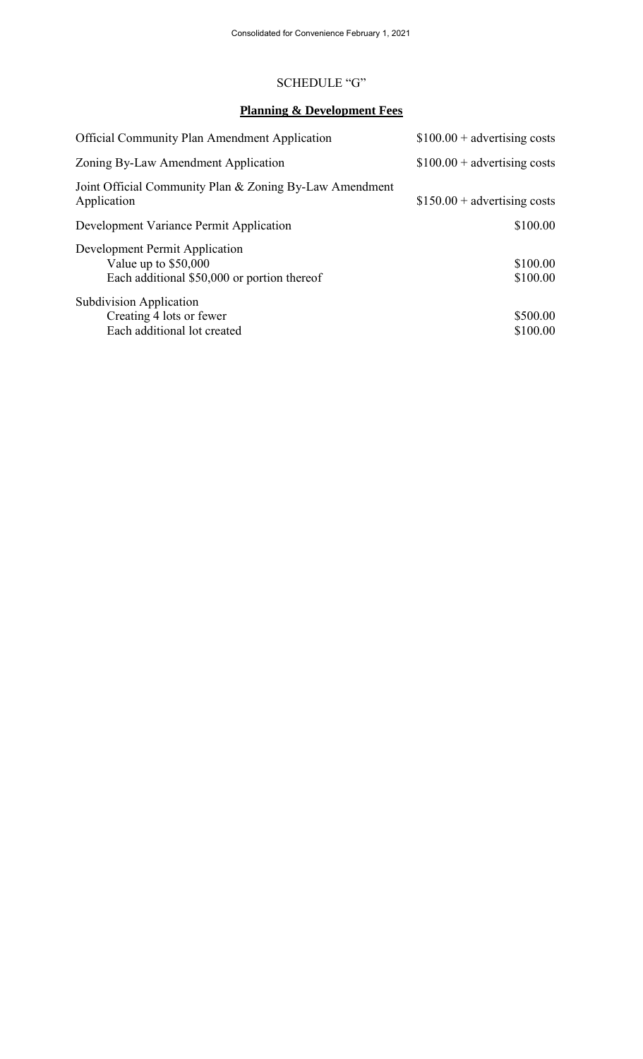## SCHEDULE "G"

### **Planning & Development Fees**

| | |
|---|---|
| Official Community Plan Amendment Application | $100.00 + advertising costs |
| Zoning By-Law Amendment Application | $100.00 + advertising costs |
| Joint Official Community Plan & Zoning By-Law Amendment Application | $150.00 + advertising costs |
| Development Variance Permit Application | $100.00 |
| Development Permit Application | |
| Value up to $50,000 | $100.00 |
| Each additional $50,000 or portion thereof | $100.00 |
| Subdivision Application | |
| Creating 4 lots or fewer | $500.00 |
| Each additional lot created | $100.00 |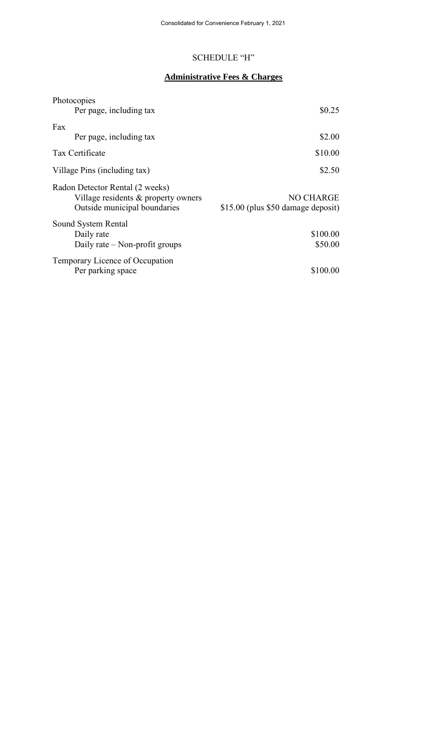# SCHEDULE "H"

## Administrative Fees & Charges

| | |
|---|---|
| Photocopies | |
| Per page, including tax | $0.25 |
| Fax | |
| Per page, including tax | $2.00 |
| Tax Certificate | $10.00 |
| Village Pins (including tax) | $2.50 |
| Radon Detector Rental (2 weeks) | |
| Village residents & property owners | NO CHARGE |
| Outside municipal boundaries | $15.00 (plus $50 damage deposit) |
| Sound System Rental | |
| Daily rate | $100.00 |
| Daily rate – Non-profit groups | $50.00 |
| Temporary Licence of Occupation | |
| Per parking space | $100.00 |